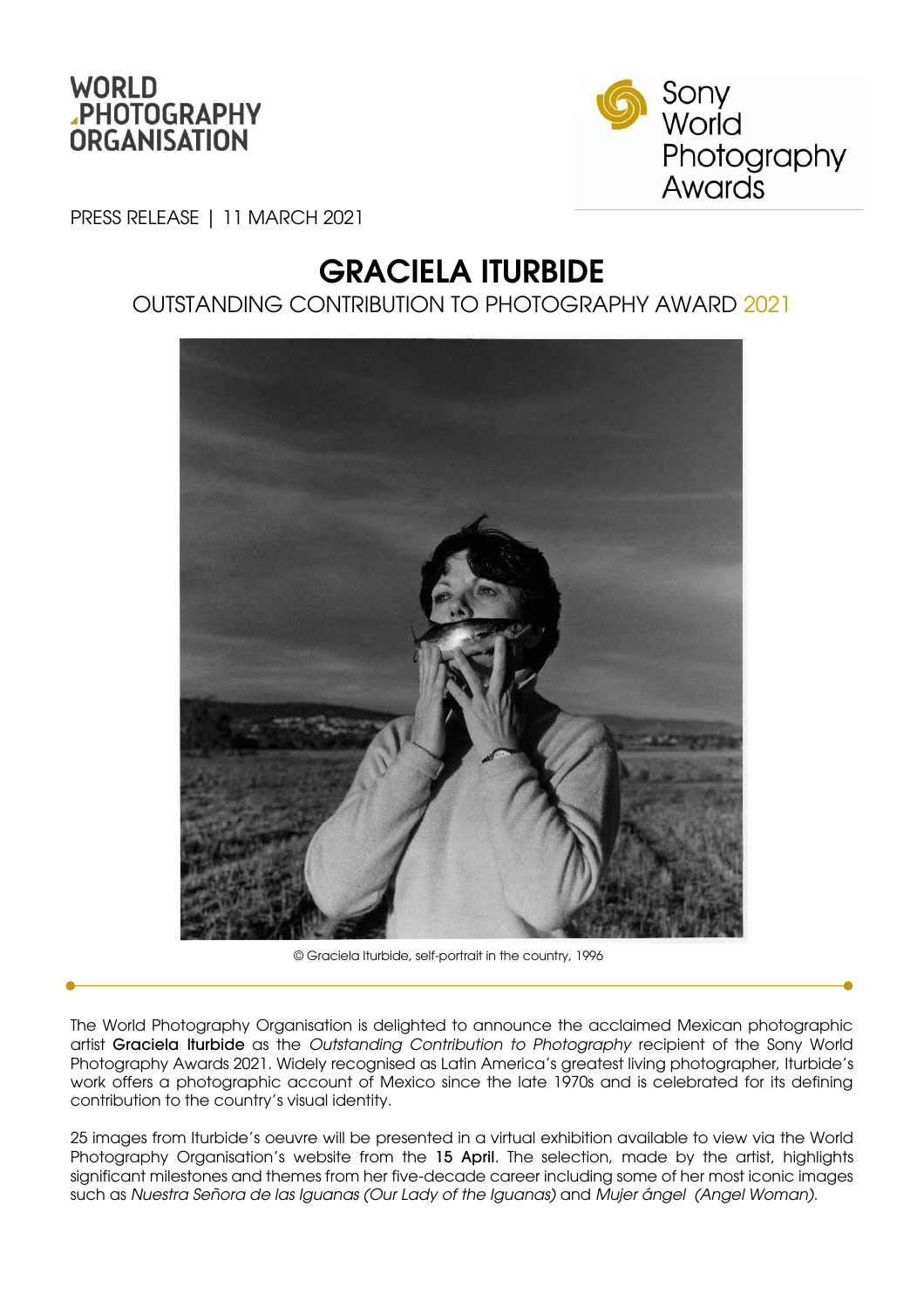WORLD PHOTOGRAPHY ORGANISATION

Sony World Photography Awards

PRESS RELEASE | 11 MARCH 2021

# GRACIELA ITURBIDE

## OUTSTANDING CONTRIBUTION TO PHOTOGRAPHY AWARD 2021

© Graciela Iturbide, self-portrait in the country, 1996

The World Photography Organisation is delighted to announce the acclaimed Mexican photographic artist **Graciela Iturbide** as the *Outstanding Contribution to Photography* recipient of the Sony World Photography Awards 2021. Widely recognised as Latin America's greatest living photographer, Iturbide's work offers a photographic account of Mexico since the late 1970s and is celebrated for its defining contribution to the country's visual identity.

25 images from Iturbide's oeuvre will be presented in a virtual exhibition available to view via the World Photography Organisation's website from the **15 April**. The selection, made by the artist, highlights significant milestones and themes from her five-decade career including some of her most iconic images such as *Nuestra Señora de las Iguanas (Our Lady of the Iguanas)* and *Mujer ángel (Angel Woman).*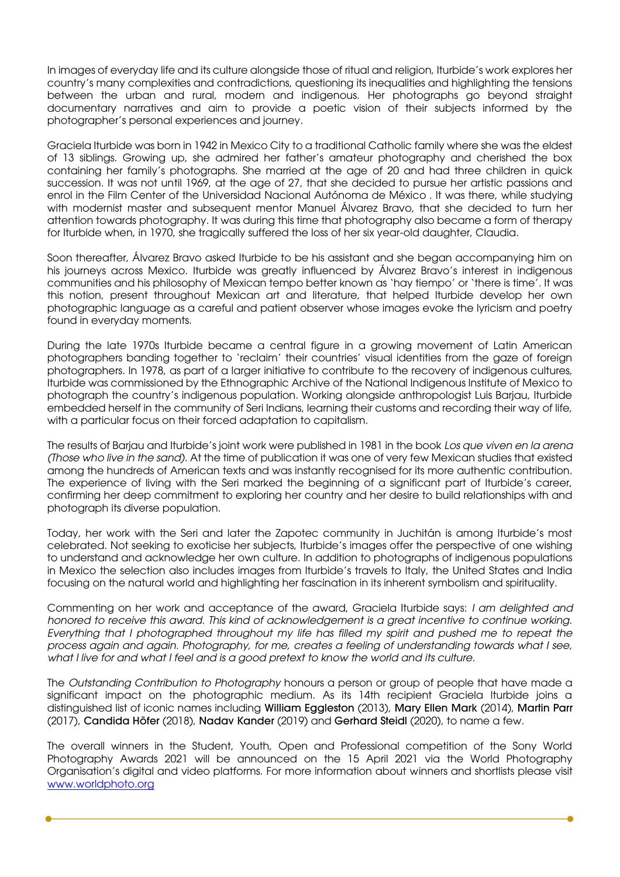In images of everyday life and its culture alongside those of ritual and religion, Iturbide's work explores her country's many complexities and contradictions, questioning its inequalities and highlighting the tensions between the urban and rural, modern and indigenous. Her photographs go beyond straight documentary narratives and aim to provide a poetic vision of their subjects informed by the photographer's personal experiences and journey.

Graciela Iturbide was born in 1942 in Mexico City to a traditional Catholic family where she was the eldest of 13 siblings. Growing up, she admired her father's amateur photography and cherished the box containing her family's photographs. She married at the age of 20 and had three children in quick succession. It was not until 1969, at the age of 27, that she decided to pursue her artistic passions and enrol in the Film Center of the Universidad Nacional Autónoma de México . It was there, while studying with modernist master and subsequent mentor Manuel Álvarez Bravo, that she decided to turn her attention towards photography. It was during this time that photography also became a form of therapy for Iturbide when, in 1970, she tragically suffered the loss of her six year-old daughter, Claudia.

Soon thereafter, Álvarez Bravo asked Iturbide to be his assistant and she began accompanying him on his journeys across Mexico. Iturbide was greatly influenced by Álvarez Bravo's interest in indigenous communities and his philosophy of Mexican tempo better known as 'hay tiempo' or 'there is time'. It was this notion, present throughout Mexican art and literature, that helped Iturbide develop her own photographic language as a careful and patient observer whose images evoke the lyricism and poetry found in everyday moments.

During the late 1970s Iturbide became a central figure in a growing movement of Latin American photographers banding together to 'reclaim' their countries' visual identities from the gaze of foreign photographers. In 1978, as part of a larger initiative to contribute to the recovery of indigenous cultures, Iturbide was commissioned by the Ethnographic Archive of the National Indigenous Institute of Mexico to photograph the country's indigenous population. Working alongside anthropologist Luis Barjau, Iturbide embedded herself in the community of Seri Indians, learning their customs and recording their way of life, with a particular focus on their forced adaptation to capitalism.

The results of Barjau and Iturbide's joint work were published in 1981 in the book *Los que viven en la arena (Those who live in the sand)*. At the time of publication it was one of very few Mexican studies that existed among the hundreds of American texts and was instantly recognised for its more authentic contribution. The experience of living with the Seri marked the beginning of a significant part of Iturbide's career, confirming her deep commitment to exploring her country and her desire to build relationships with and photograph its diverse population.

Today, her work with the Seri and later the Zapotec community in Juchitán is among Iturbide's most celebrated. Not seeking to exoticise her subjects, Iturbide's images offer the perspective of one wishing to understand and acknowledge her own culture. In addition to photographs of indigenous populations in Mexico the selection also includes images from Iturbide's travels to Italy, the United States and India focusing on the natural world and highlighting her fascination in its inherent symbolism and spirituality.

Commenting on her work and acceptance of the award, Graciela Iturbide says: *I am delighted and honored to receive this award. This kind of acknowledgement is a great incentive to continue working. Everything that I photographed throughout my life has filled my spirit and pushed me to repeat the process again and again. Photography, for me, creates a feeling of understanding towards what I see, what I live for and what I feel and is a good pretext to know the world and its culture.*

The *Outstanding Contribution to Photography* honours a person or group of people that have made a significant impact on the photographic medium. As its 14th recipient Graciela Iturbide joins a distinguished list of iconic names including William Eggleston (2013), Mary Ellen Mark (2014), Martin Parr (2017), Candida Höfer (2018), Nadav Kander (2019) and Gerhard Steidl (2020), to name a few.

The overall winners in the Student, Youth, Open and Professional competition of the Sony World Photography Awards 2021 will be announced on the 15 April 2021 via the World Photography Organisation's digital and video platforms. For more information about winners and shortlists please visit [www.worldphoto.org](http://www.worldphoto.org)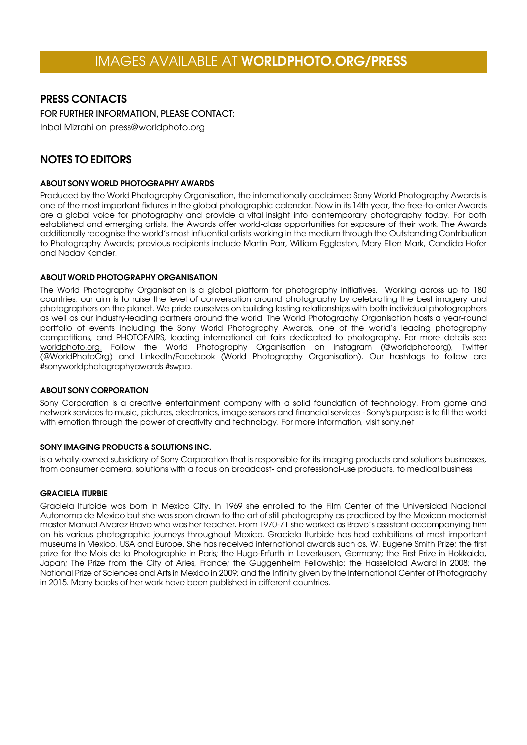## IMAGES AVAILABLE AT **WORLDPHOTO.ORG/PRESS**

## PRESS CONTACTS

FOR FURTHER INFORMATION, PLEASE CONTACT:

Inbal Mizrahi on press@worldphoto.org

## NOTES TO EDITORS

### ABOUT SONY WORLD PHOTOGRAPHY AWARDS

Produced by the World Photography Organisation, the internationally acclaimed Sony World Photography Awards is one of the most important fixtures in the global photographic calendar. Now in its 14th year, the free-to-enter Awards are a global voice for photography and provide a vital insight into contemporary photography today. For both established and emerging artists, the Awards offer world-class opportunities for exposure of their work. The Awards additionally recognise the world's most influential artists working in the medium through the Outstanding Contribution to Photography Awards; previous recipients include Martin Parr, William Eggleston, Mary Ellen Mark, Candida Hofer and Nadav Kander.

### ABOUT WORLD PHOTOGRAPHY ORGANISATION

The World Photography Organisation is a global platform for photography initiatives. Working across up to 180 countries, our aim is to raise the level of conversation around photography by celebrating the best imagery and photographers on the planet. We pride ourselves on building lasting relationships with both individual photographers as well as our industry-leading partners around the world. The World Photography Organisation hosts a year-round portfolio of events including the Sony World Photography Awards, one of the world's leading photography competitions, and PHOTOFAIRS, leading international art fairs dedicated to photography. For more details see worldphoto.org. Follow the World Photography Organisation on Instagram (@worldphotoorg), Twitter (@WorldPhotoOrg) and LinkedIn/Facebook (World Photography Organisation). Our hashtags to follow are #sonyworldphotographyawards #swpa.

### ABOUT SONY CORPORATION

Sony Corporation is a creative entertainment company with a solid foundation of technology. From game and network services to music, pictures, electronics, image sensors and financial services - Sony's purpose is to fill the world with emotion through the power of creativity and technology. For more information, visit sony.net

### SONY IMAGING PRODUCTS & SOLUTIONS INC.

is a wholly-owned subsidiary of Sony Corporation that is responsible for its imaging products and solutions businesses, from consumer camera, solutions with a focus on broadcast- and professional-use products, to medical business

### GRACIELA ITURBIE

Graciela Iturbide was born in Mexico City. In 1969 she enrolled to the Film Center of the Universidad Nacional Autonoma de Mexico but she was soon drawn to the art of still photography as practiced by the Mexican modernist master Manuel Alvarez Bravo who was her teacher. From 1970-71 she worked as Bravo's assistant accompanying him on his various photographic journeys throughout Mexico. Graciela Iturbide has had exhibitions at most important museums in Mexico, USA and Europe. She has received international awards such as, W. Eugene Smith Prize; the first prize for the Mois de la Photographie in Paris; the Hugo-Erfurth in Leverkusen, Germany; the First Prize in Hokkaido, Japan; The Prize from the City of Arles, France; the Guggenheim Fellowship; the Hasselblad Award in 2008; the National Prize of Sciences and Arts in Mexico in 2009; and the Infinity given by the International Center of Photography in 2015. Many books of her work have been published in different countries.